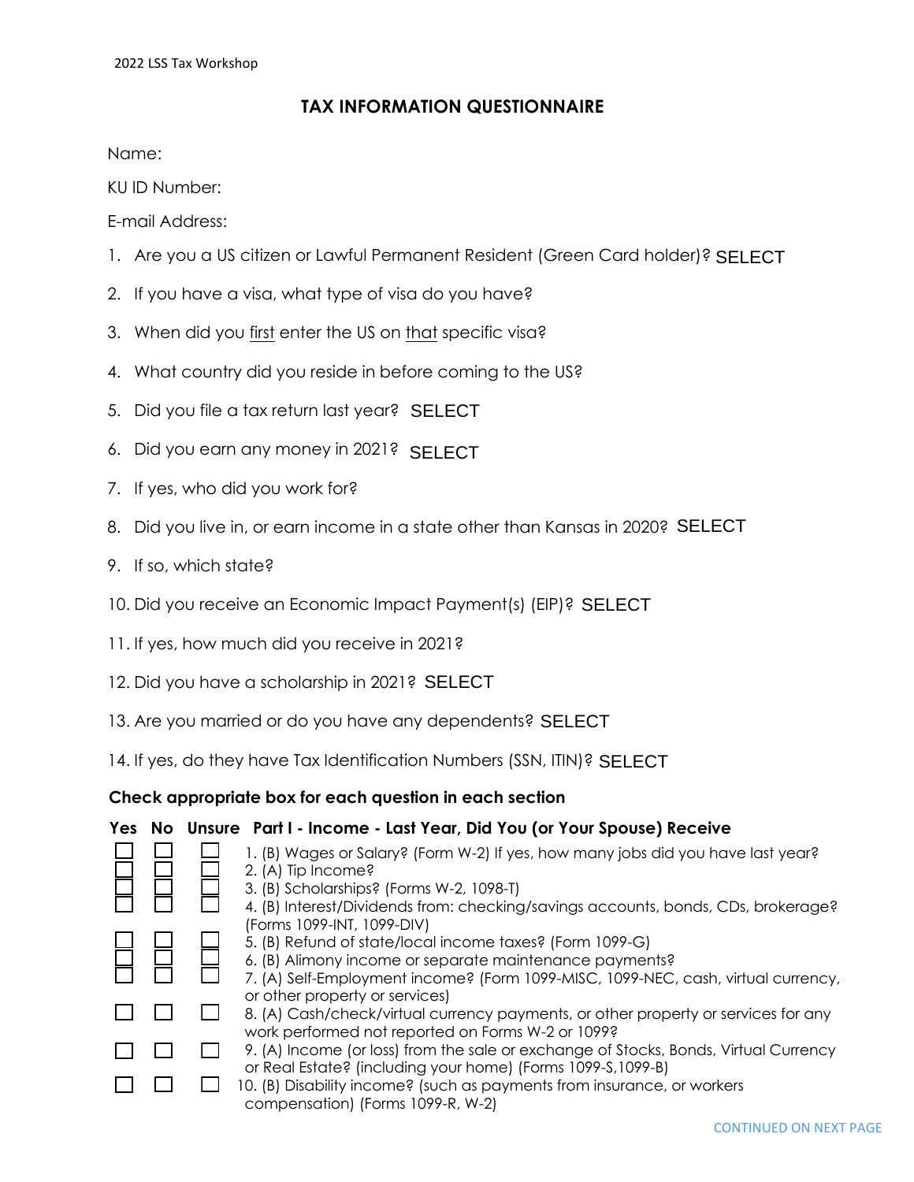2022 LSS Tax Workshop

# TAX INFORMATION QUESTIONNAIRE

Name:

KU ID Number:

E-mail Address:

1. Are you a US citizen or Lawful Permanent Resident (Green Card holder)? SELECT
2. If you have a visa, what type of visa do you have?
3. When did you <u>first</u> enter the US on <u>that</u> specific visa?
4. What country did you reside in before coming to the US?
5. Did you file a tax return last year? SELECT
6. Did you earn any money in 2021? SELECT
7. If yes, who did you work for?
8. Did you live in, or earn income in a state other than Kansas in 2020? SELECT
9. If so, which state?
10. Did you receive an Economic Impact Payment(s) (EIP)? SELECT
11. If yes, how much did you receive in 2021?
12. Did you have a scholarship in 2021? SELECT
13. Are you married or do you have any dependents? SELECT
14. If yes, do they have Tax Identification Numbers (SSN, ITIN)? SELECT

**Check appropriate box for each question in each section**

| Yes | No | Unsure | Part I - Income - Last Year, Did You (or Your Spouse) Receive |
|---|---|---|---|
| ☐ | ☐ | ☐ | 1. (B) Wages or Salary? (Form W-2) If yes, how many jobs did you have last year? |
| ☐ | ☐ | ☐ | 2. (A) Tip Income? |
| ☐ | ☐ | ☐ | 3. (B) Scholarships? (Forms W-2, 1098-T) |
| ☐ | ☐ | ☐ | 4. (B) Interest/Dividends from: checking/savings accounts, bonds, CDs, brokerage? (Forms 1099-INT, 1099-DIV) |
| ☐ | ☐ | ☐ | 5. (B) Refund of state/local income taxes? (Form 1099-G) |
| ☐ | ☐ | ☐ | 6. (B) Alimony income or separate maintenance payments? |
| ☐ | ☐ | ☐ | 7. (A) Self-Employment income? (Form 1099-MISC, 1099-NEC, cash, virtual currency, or other property or services) |
| ☐ | ☐ | ☐ | 8. (A) Cash/check/virtual currency payments, or other property or services for any work performed not reported on Forms W-2 or 1099? |
| ☐ | ☐ | ☐ | 9. (A) Income (or loss) from the sale or exchange of Stocks, Bonds, Virtual Currency or Real Estate? (including your home) (Forms 1099-S,1099-B) |
| ☐ | ☐ | ☐ | 10. (B) Disability income? (such as payments from insurance, or workers compensation) (Forms 1099-R, W-2) |

CONTINUED ON NEXT PAGE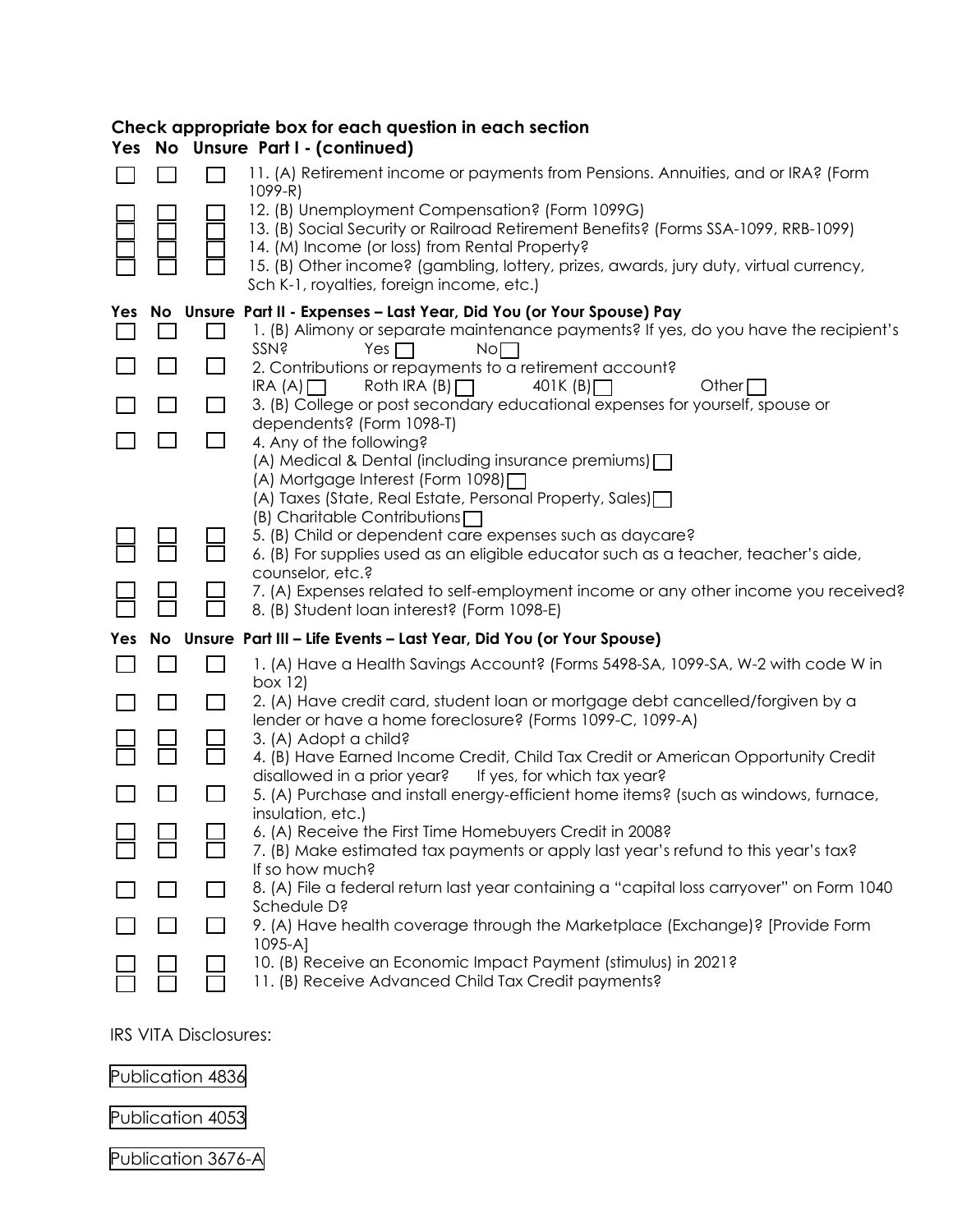**Check appropriate box for each question in each section**

| Yes | No | Unsure | Part I - (continued) |
|---|---|---|---|
| ☐ | ☐ | ☐ | 11. (A) Retirement income or payments from Pensions. Annuities, and or IRA? (Form 1099-R) |
| ☐ | ☐ | ☐ | 12. (B) Unemployment Compensation? (Form 1099G) |
| ☐ | ☐ | ☐ | 13. (B) Social Security or Railroad Retirement Benefits? (Forms SSA-1099, RRB-1099) |
| ☐ | ☐ | ☐ | 14. (M) Income (or loss) from Rental Property? |
| ☐ | ☐ | ☐ | 15. (B) Other income? (gambling, lottery, prizes, awards, jury duty, virtual currency, Sch K-1, royalties, foreign income, etc.) |

| Yes | No | Unsure | Part II - Expenses – Last Year, Did You (or Your Spouse) Pay |
|---|---|---|---|
| ☐ | ☐ | ☐ | 1. (B) Alimony or separate maintenance payments? If yes, do you have the recipient's SSN? Yes ☐ No ☐ |
| ☐ | ☐ | ☐ | 2. Contributions or repayments to a retirement account? IRA (A) ☐ Roth IRA (B) ☐ 401K (B) ☐ Other ☐ |
| ☐ | ☐ | ☐ | 3. (B) College or post secondary educational expenses for yourself, spouse or dependents? (Form 1098-T) |
| ☐ | ☐ | ☐ | 4. Any of the following?<br>(A) Medical & Dental (including insurance premiums) ☐<br>(A) Mortgage Interest (Form 1098) ☐<br>(A) Taxes (State, Real Estate, Personal Property, Sales) ☐<br>(B) Charitable Contributions ☐ |
| ☐ | ☐ | ☐ | 5. (B) Child or dependent care expenses such as daycare? |
| ☐ | ☐ | ☐ | 6. (B) For supplies used as an eligible educator such as a teacher, teacher's aide, counselor, etc.? |
| ☐ | ☐ | ☐ | 7. (A) Expenses related to self-employment income or any other income you received? |
| ☐ | ☐ | ☐ | 8. (B) Student loan interest? (Form 1098-E) |

| Yes | No | Unsure | Part III – Life Events – Last Year, Did You (or Your Spouse) |
|---|---|---|---|
| ☐ | ☐ | ☐ | 1. (A) Have a Health Savings Account? (Forms 5498-SA, 1099-SA, W-2 with code W in box 12) |
| ☐ | ☐ | ☐ | 2. (A) Have credit card, student loan or mortgage debt cancelled/forgiven by a lender or have a home foreclosure? (Forms 1099-C, 1099-A) |
| ☐ | ☐ | ☐ | 3. (A) Adopt a child? |
| ☐ | ☐ | ☐ | 4. (B) Have Earned Income Credit, Child Tax Credit or American Opportunity Credit disallowed in a prior year? If yes, for which tax year? |
| ☐ | ☐ | ☐ | 5. (A) Purchase and install energy-efficient home items? (such as windows, furnace, insulation, etc.) |
| ☐ | ☐ | ☐ | 6. (A) Receive the First Time Homebuyers Credit in 2008? |
| ☐ | ☐ | ☐ | 7. (B) Make estimated tax payments or apply last year's refund to this year's tax? If so how much? |
| ☐ | ☐ | ☐ | 8. (A) File a federal return last year containing a "capital loss carryover" on Form 1040 Schedule D? |
| ☐ | ☐ | ☐ | 9. (A) Have health coverage through the Marketplace (Exchange)? [Provide Form 1095-A] |
| ☐ | ☐ | ☐ | 10. (B) Receive an Economic Impact Payment (stimulus) in 2021? |
| ☐ | ☐ | ☐ | 11. (B) Receive Advanced Child Tax Credit payments? |

IRS VITA Disclosures:

Publication 4836

Publication 4053

Publication 3676-A